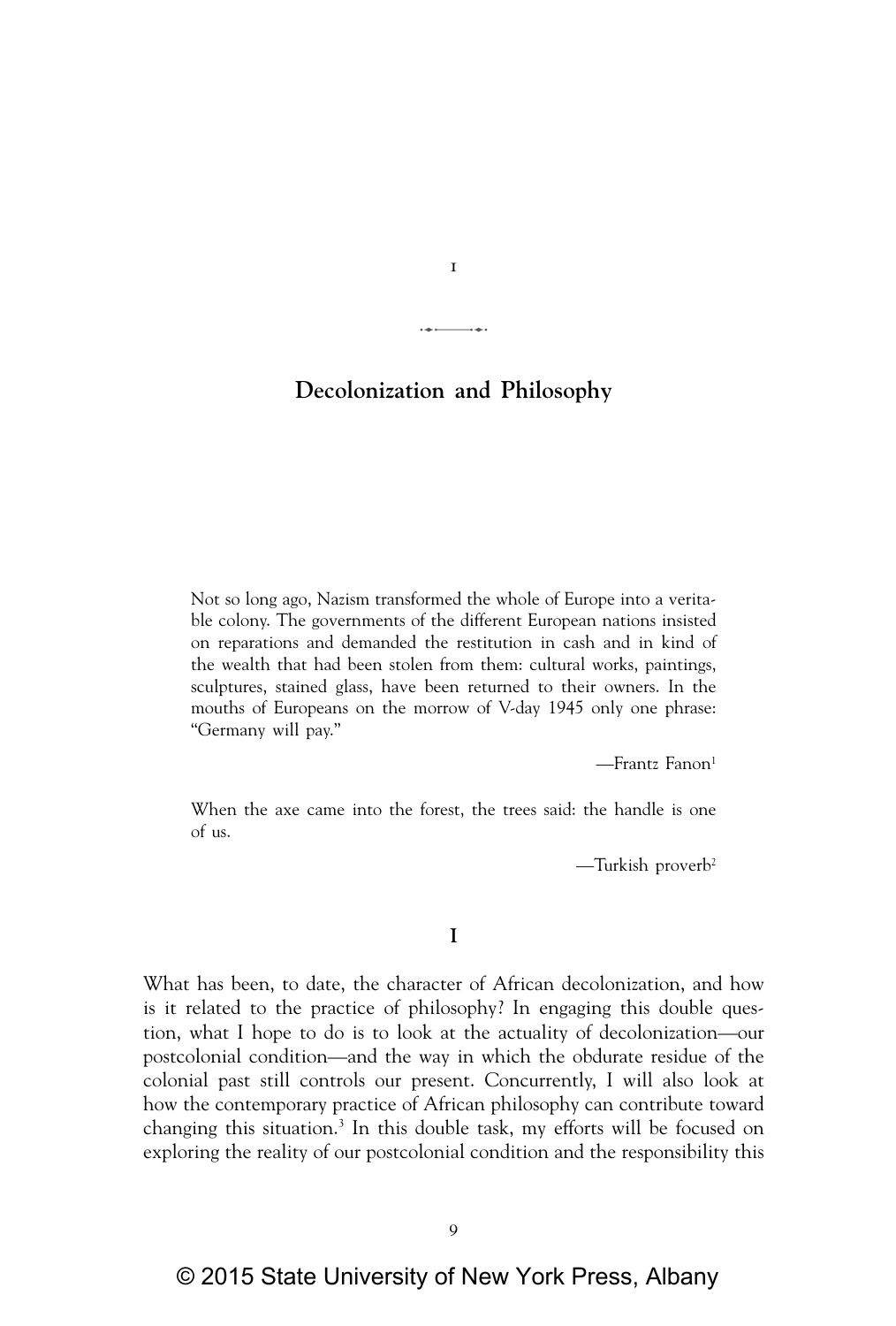# 1

## Decolonization and Philosophy

> Not so long ago, Nazism transformed the whole of Europe into a veritable colony. The governments of the different European nations insisted on reparations and demanded the restitution in cash and in kind of the wealth that had been stolen from them: cultural works, paintings, sculptures, stained glass, have been returned to their owners. In the mouths of Europeans on the morrow of V-day 1945 only one phrase: "Germany will pay."
>
> —Frantz Fanon[1]

> When the axe came into the forest, the trees said: the handle is one of us.
>
> —Turkish proverb[2]

### I

What has been, to date, the character of African decolonization, and how is it related to the practice of philosophy? In engaging this double question, what I hope to do is to look at the actuality of decolonization—our postcolonial condition—and the way in which the obdurate residue of the colonial past still controls our present. Concurrently, I will also look at how the contemporary practice of African philosophy can contribute toward changing this situation.[3] In this double task, my efforts will be focused on exploring the reality of our postcolonial condition and the responsibility this

© 2015 State University of New York Press, Albany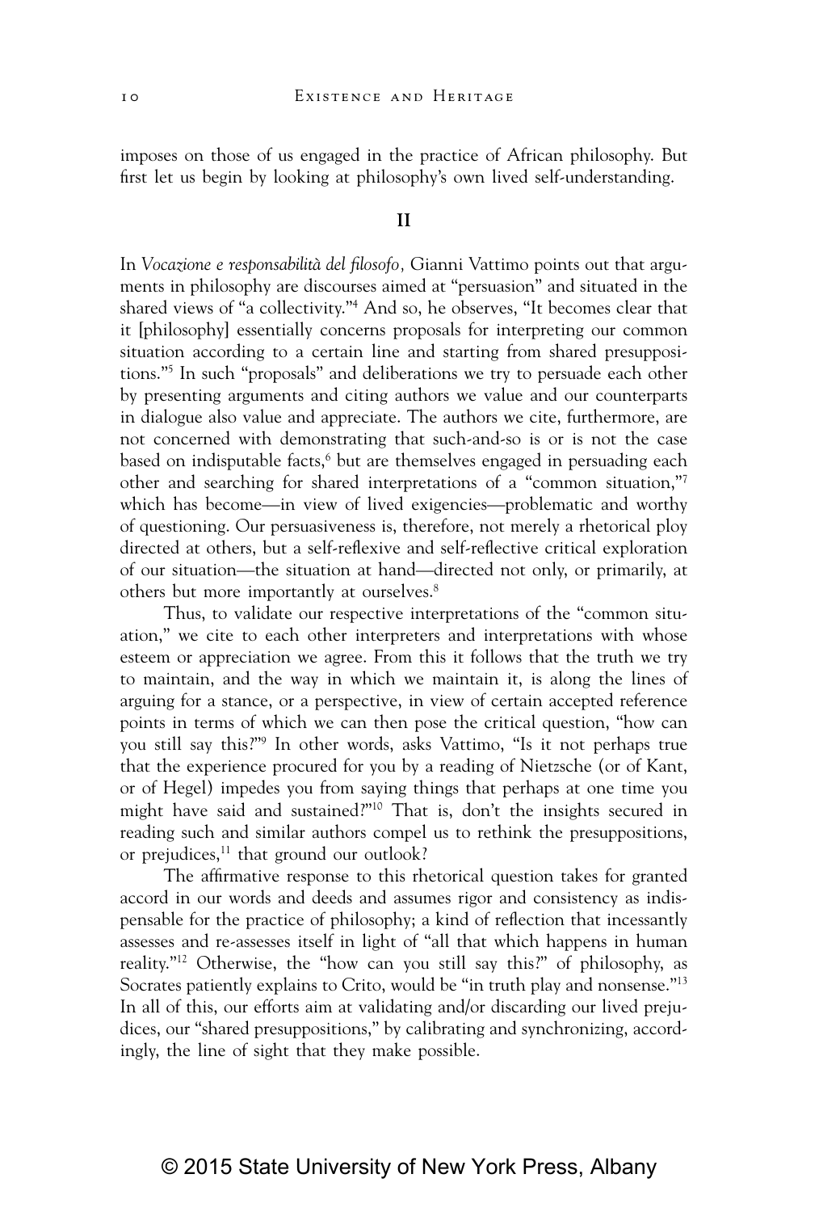imposes on those of us engaged in the practice of African philosophy. But first let us begin by looking at philosophy's own lived self-understanding.

## II

In *Vocazione e responsabilità del filosofo,* Gianni Vattimo points out that arguments in philosophy are discourses aimed at "persuasion" and situated in the shared views of "a collectivity."[4] And so, he observes, "It becomes clear that it [philosophy] essentially concerns proposals for interpreting our common situation according to a certain line and starting from shared presuppositions."[5] In such "proposals" and deliberations we try to persuade each other by presenting arguments and citing authors we value and our counterparts in dialogue also value and appreciate. The authors we cite, furthermore, are not concerned with demonstrating that such-and-so is or is not the case based on indisputable facts,[6] but are themselves engaged in persuading each other and searching for shared interpretations of a "common situation,"[7] which has become—in view of lived exigencies—problematic and worthy of questioning. Our persuasiveness is, therefore, not merely a rhetorical ploy directed at others, but a self-reflexive and self-reflective critical exploration of our situation—the situation at hand—directed not only, or primarily, at others but more importantly at ourselves.[8]

Thus, to validate our respective interpretations of the "common situation," we cite to each other interpreters and interpretations with whose esteem or appreciation we agree. From this it follows that the truth we try to maintain, and the way in which we maintain it, is along the lines of arguing for a stance, or a perspective, in view of certain accepted reference points in terms of which we can then pose the critical question, "how can you still say this?"[9] In other words, asks Vattimo, "Is it not perhaps true that the experience procured for you by a reading of Nietzsche (or of Kant, or of Hegel) impedes you from saying things that perhaps at one time you might have said and sustained?"[10] That is, don't the insights secured in reading such and similar authors compel us to rethink the presuppositions, or prejudices,[11] that ground our outlook?

The affirmative response to this rhetorical question takes for granted accord in our words and deeds and assumes rigor and consistency as indispensable for the practice of philosophy; a kind of reflection that incessantly assesses and re-assesses itself in light of "all that which happens in human reality."[12] Otherwise, the "how can you still say this?" of philosophy, as Socrates patiently explains to Crito, would be "in truth play and nonsense."[13] In all of this, our efforts aim at validating and/or discarding our lived prejudices, our "shared presuppositions," by calibrating and synchronizing, accordingly, the line of sight that they make possible.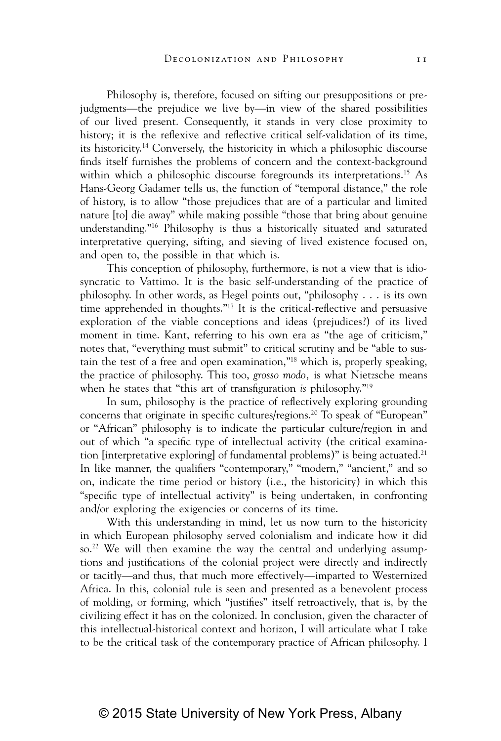Philosophy is, therefore, focused on sifting our presuppositions or prejudgments—the prejudice we live by—in view of the shared possibilities of our lived present. Consequently, it stands in very close proximity to history; it is the reflexive and reflective critical self-validation of its time, its historicity.[14] Conversely, the historicity in which a philosophic discourse finds itself furnishes the problems of concern and the context-background within which a philosophic discourse foregrounds its interpretations.[15] As Hans-Georg Gadamer tells us, the function of "temporal distance," the role of history, is to allow "those prejudices that are of a particular and limited nature [to] die away" while making possible "those that bring about genuine understanding."[16] Philosophy is thus a historically situated and saturated interpretative querying, sifting, and sieving of lived existence focused on, and open to, the possible in that which is.

This conception of philosophy, furthermore, is not a view that is idiosyncratic to Vattimo. It is the basic self-understanding of the practice of philosophy. In other words, as Hegel points out, "philosophy . . . is its own time apprehended in thoughts."[17] It is the critical-reflective and persuasive exploration of the viable conceptions and ideas (prejudices?) of its lived moment in time. Kant, referring to his own era as "the age of criticism," notes that, "everything must submit" to critical scrutiny and be "able to sustain the test of a free and open examination,"[18] which is, properly speaking, the practice of philosophy. This too, *grosso modo,* is what Nietzsche means when he states that "this art of transfiguration *is* philosophy."[19]

In sum, philosophy is the practice of reflectively exploring grounding concerns that originate in specific cultures/regions.[20] To speak of "European" or "African" philosophy is to indicate the particular culture/region in and out of which "a specific type of intellectual activity (the critical examination [interpretative exploring] of fundamental problems)" is being actuated.[21] In like manner, the qualifiers "contemporary," "modern," "ancient," and so on, indicate the time period or history (i.e., the historicity) in which this "specific type of intellectual activity" is being undertaken, in confronting and/or exploring the exigencies or concerns of its time.

With this understanding in mind, let us now turn to the historicity in which European philosophy served colonialism and indicate how it did so.[22] We will then examine the way the central and underlying assumptions and justifications of the colonial project were directly and indirectly or tacitly—and thus, that much more effectively—imparted to Westernized Africa. In this, colonial rule is seen and presented as a benevolent process of molding, or forming, which "justifies" itself retroactively, that is, by the civilizing effect it has on the colonized. In conclusion, given the character of this intellectual-historical context and horizon, I will articulate what I take to be the critical task of the contemporary practice of African philosophy. I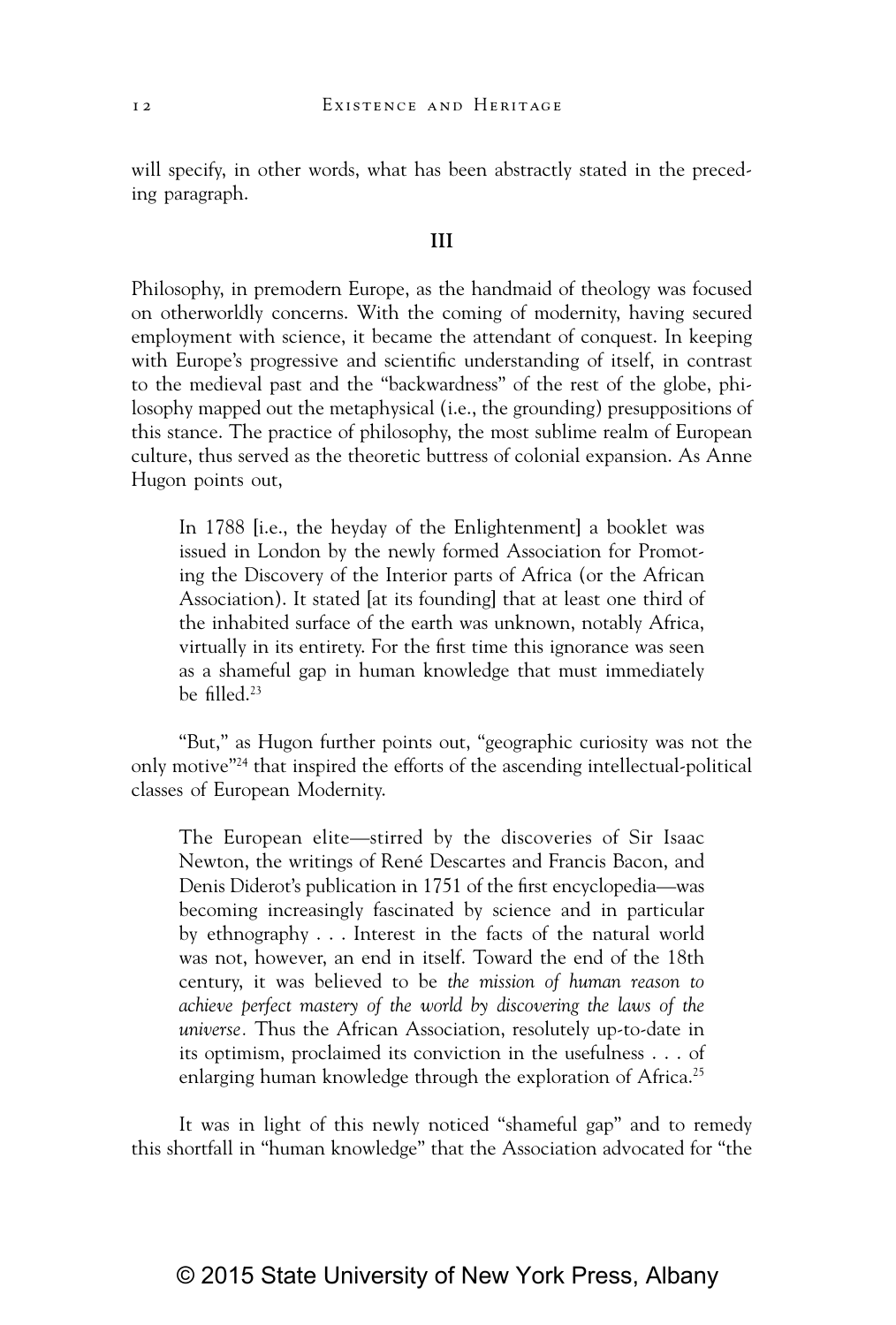will specify, in other words, what has been abstractly stated in the preceding paragraph.

## III

Philosophy, in premodern Europe, as the handmaid of theology was focused on otherworldly concerns. With the coming of modernity, having secured employment with science, it became the attendant of conquest. In keeping with Europe's progressive and scientific understanding of itself, in contrast to the medieval past and the "backwardness" of the rest of the globe, philosophy mapped out the metaphysical (i.e., the grounding) presuppositions of this stance. The practice of philosophy, the most sublime realm of European culture, thus served as the theoretic buttress of colonial expansion. As Anne Hugon points out,

> In 1788 [i.e., the heyday of the Enlightenment] a booklet was issued in London by the newly formed Association for Promoting the Discovery of the Interior parts of Africa (or the African Association). It stated [at its founding] that at least one third of the inhabited surface of the earth was unknown, notably Africa, virtually in its entirety. For the first time this ignorance was seen as a shameful gap in human knowledge that must immediately be filled.[23]

"But," as Hugon further points out, "geographic curiosity was not the only motive"[24] that inspired the efforts of the ascending intellectual-political classes of European Modernity.

> The European elite—stirred by the discoveries of Sir Isaac Newton, the writings of René Descartes and Francis Bacon, and Denis Diderot's publication in 1751 of the first encyclopedia—was becoming increasingly fascinated by science and in particular by ethnography . . . Interest in the facts of the natural world was not, however, an end in itself. Toward the end of the 18th century, it was believed to be *the mission of human reason to achieve perfect mastery of the world by discovering the laws of the universe.* Thus the African Association, resolutely up-to-date in its optimism, proclaimed its conviction in the usefulness . . . of enlarging human knowledge through the exploration of Africa.[25]

It was in light of this newly noticed "shameful gap" and to remedy this shortfall in "human knowledge" that the Association advocated for "the

© 2015 State University of New York Press, Albany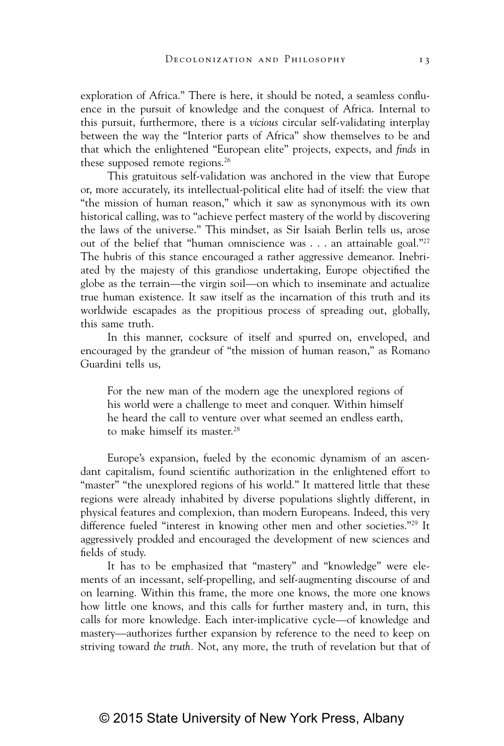exploration of Africa." There is here, it should be noted, a seamless confluence in the pursuit of knowledge and the conquest of Africa. Internal to this pursuit, furthermore, there is a *vicious* circular self-validating interplay between the way the "Interior parts of Africa" show themselves to be and that which the enlightened "European elite" projects, expects, and *finds* in these supposed remote regions.[26]

This gratuitous self-validation was anchored in the view that Europe or, more accurately, its intellectual-political elite had of itself: the view that "the mission of human reason," which it saw as synonymous with its own historical calling, was to "achieve perfect mastery of the world by discovering the laws of the universe." This mindset, as Sir Isaiah Berlin tells us, arose out of the belief that "human omniscience was . . . an attainable goal."[27] The hubris of this stance encouraged a rather aggressive demeanor. Inebriated by the majesty of this grandiose undertaking, Europe objectified the globe as the terrain—the virgin soil—on which to inseminate and actualize true human existence. It saw itself as the incarnation of this truth and its worldwide escapades as the propitious process of spreading out, globally, this same truth.

In this manner, cocksure of itself and spurred on, enveloped, and encouraged by the grandeur of "the mission of human reason," as Romano Guardini tells us,

> For the new man of the modern age the unexplored regions of his world were a challenge to meet and conquer. Within himself he heard the call to venture over what seemed an endless earth, to make himself its master.[28]

Europe's expansion, fueled by the economic dynamism of an ascendant capitalism, found scientific authorization in the enlightened effort to "master" "the unexplored regions of his world." It mattered little that these regions were already inhabited by diverse populations slightly different, in physical features and complexion, than modern Europeans. Indeed, this very difference fueled "interest in knowing other men and other societies."[29] It aggressively prodded and encouraged the development of new sciences and fields of study.

It has to be emphasized that "mastery" and "knowledge" were elements of an incessant, self-propelling, and self-augmenting discourse of and on learning. Within this frame, the more one knows, the more one knows how little one knows, and this calls for further mastery and, in turn, this calls for more knowledge. Each inter-implicative cycle—of knowledge and mastery—authorizes further expansion by reference to the need to keep on striving toward *the truth*. Not, any more, the truth of revelation but that of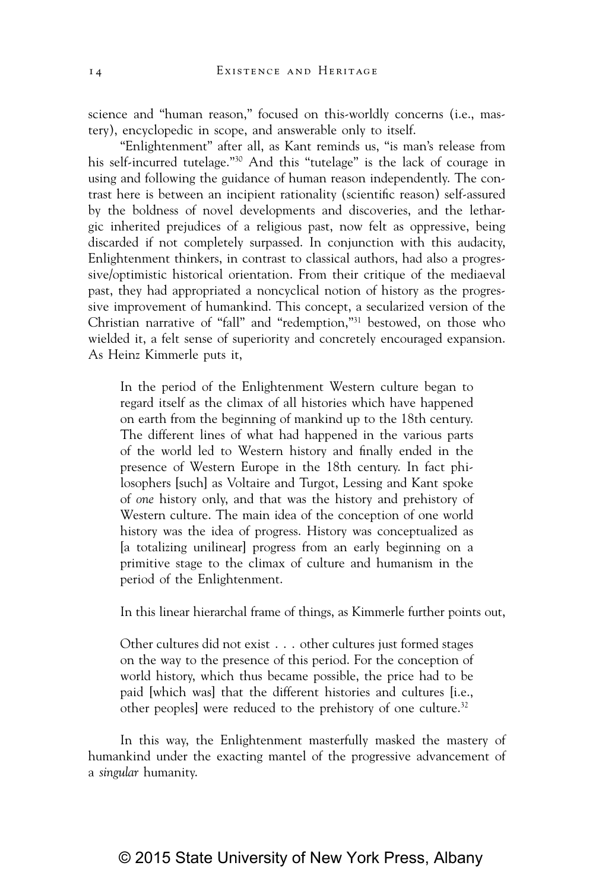science and "human reason," focused on this-worldly concerns (i.e., mastery), encyclopedic in scope, and answerable only to itself.

"Enlightenment" after all, as Kant reminds us, "is man's release from his self-incurred tutelage."[30] And this "tutelage" is the lack of courage in using and following the guidance of human reason independently. The contrast here is between an incipient rationality (scientific reason) self-assured by the boldness of novel developments and discoveries, and the lethargic inherited prejudices of a religious past, now felt as oppressive, being discarded if not completely surpassed. In conjunction with this audacity, Enlightenment thinkers, in contrast to classical authors, had also a progressive/optimistic historical orientation. From their critique of the mediaeval past, they had appropriated a noncyclical notion of history as the progressive improvement of humankind. This concept, a secularized version of the Christian narrative of "fall" and "redemption,"[31] bestowed, on those who wielded it, a felt sense of superiority and concretely encouraged expansion. As Heinz Kimmerle puts it,

> In the period of the Enlightenment Western culture began to regard itself as the climax of all histories which have happened on earth from the beginning of mankind up to the 18th century. The different lines of what had happened in the various parts of the world led to Western history and finally ended in the presence of Western Europe in the 18th century. In fact philosophers [such] as Voltaire and Turgot, Lessing and Kant spoke of *one* history only, and that was the history and prehistory of Western culture. The main idea of the conception of one world history was the idea of progress. History was conceptualized as [a totalizing unilinear] progress from an early beginning on a primitive stage to the climax of culture and humanism in the period of the Enlightenment.

In this linear hierarchal frame of things, as Kimmerle further points out,

> Other cultures did not exist . . . other cultures just formed stages on the way to the presence of this period. For the conception of world history, which thus became possible, the price had to be paid [which was] that the different histories and cultures [i.e., other peoples] were reduced to the prehistory of one culture.[32]

In this way, the Enlightenment masterfully masked the mastery of humankind under the exacting mantel of the progressive advancement of a *singular* humanity.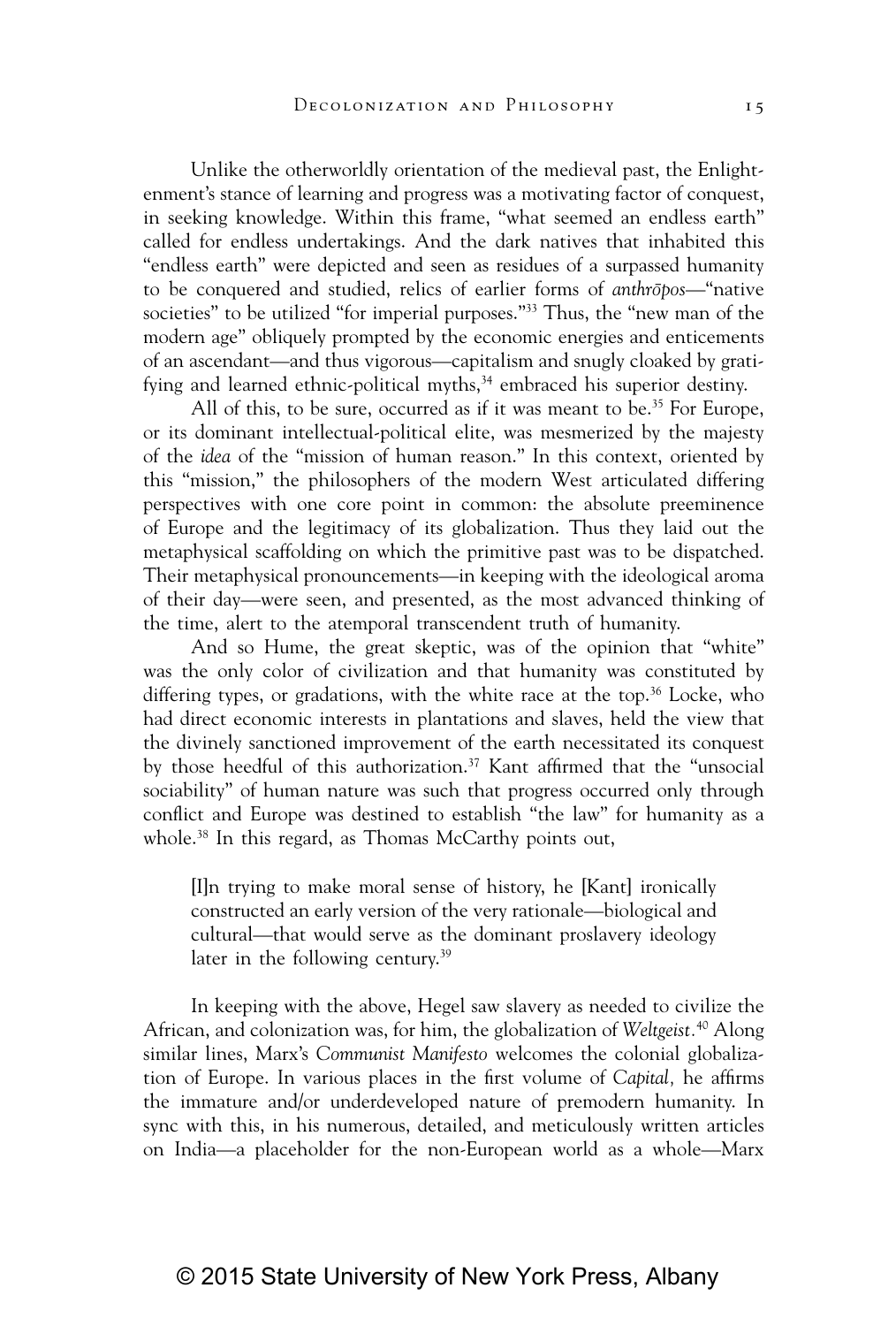Unlike the otherworldly orientation of the medieval past, the Enlightenment's stance of learning and progress was a motivating factor of conquest, in seeking knowledge. Within this frame, "what seemed an endless earth" called for endless undertakings. And the dark natives that inhabited this "endless earth" were depicted and seen as residues of a surpassed humanity to be conquered and studied, relics of earlier forms of *anthrōpos*—"native societies" to be utilized "for imperial purposes."[33] Thus, the "new man of the modern age" obliquely prompted by the economic energies and enticements of an ascendant—and thus vigorous—capitalism and snugly cloaked by gratifying and learned ethnic-political myths,[34] embraced his superior destiny.

All of this, to be sure, occurred as if it was meant to be.[35] For Europe, or its dominant intellectual-political elite, was mesmerized by the majesty of the *idea* of the "mission of human reason." In this context, oriented by this "mission," the philosophers of the modern West articulated differing perspectives with one core point in common: the absolute preeminence of Europe and the legitimacy of its globalization. Thus they laid out the metaphysical scaffolding on which the primitive past was to be dispatched. Their metaphysical pronouncements—in keeping with the ideological aroma of their day—were seen, and presented, as the most advanced thinking of the time, alert to the atemporal transcendent truth of humanity.

And so Hume, the great skeptic, was of the opinion that "white" was the only color of civilization and that humanity was constituted by differing types, or gradations, with the white race at the top.[36] Locke, who had direct economic interests in plantations and slaves, held the view that the divinely sanctioned improvement of the earth necessitated its conquest by those heedful of this authorization.[37] Kant affirmed that the "unsocial sociability" of human nature was such that progress occurred only through conflict and Europe was destined to establish "the law" for humanity as a whole.[38] In this regard, as Thomas McCarthy points out,

> [I]n trying to make moral sense of history, he [Kant] ironically constructed an early version of the very rationale—biological and cultural—that would serve as the dominant proslavery ideology later in the following century.[39]

In keeping with the above, Hegel saw slavery as needed to civilize the African, and colonization was, for him, the globalization of *Weltgeist*.[40] Along similar lines, Marx's *Communist Manifesto* welcomes the colonial globalization of Europe. In various places in the first volume of *Capital,* he affirms the immature and/or underdeveloped nature of premodern humanity. In sync with this, in his numerous, detailed, and meticulously written articles on India—a placeholder for the non-European world as a whole—Marx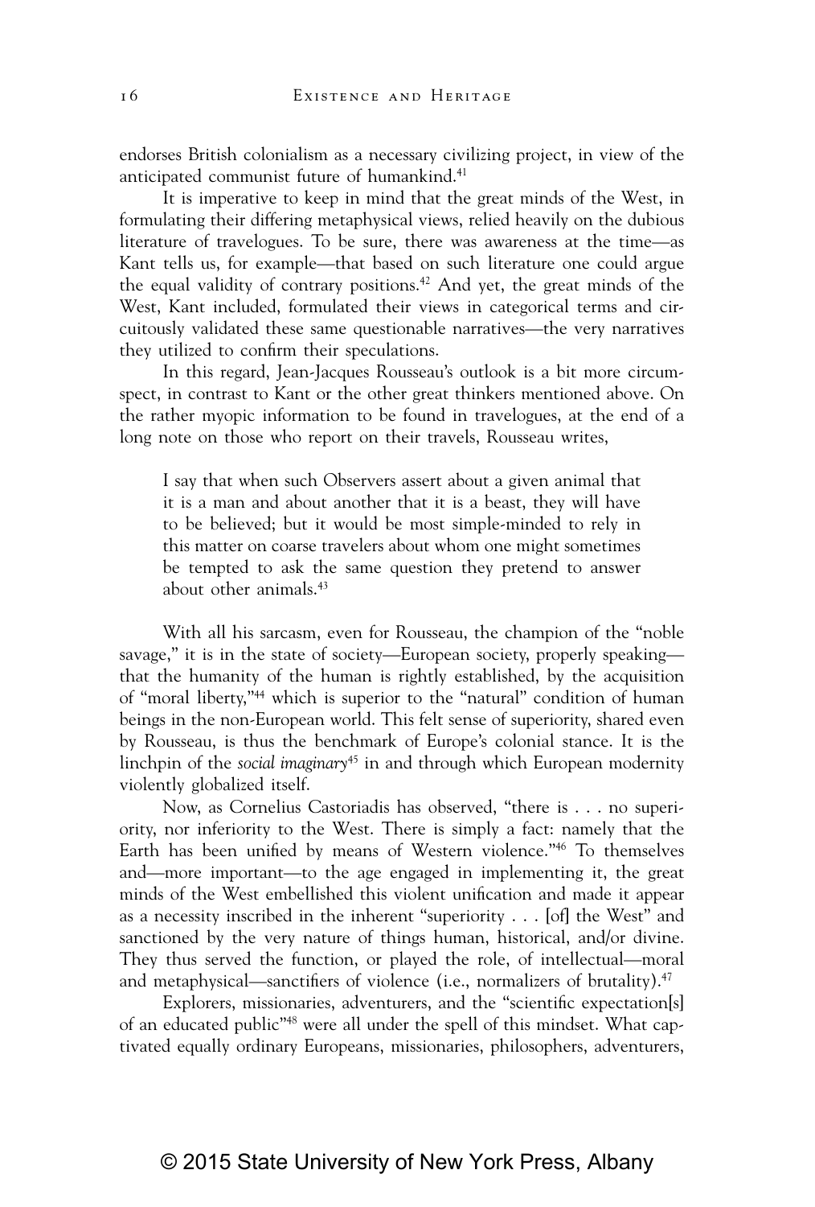endorses British colonialism as a necessary civilizing project, in view of the anticipated communist future of humankind.[41]

It is imperative to keep in mind that the great minds of the West, in formulating their differing metaphysical views, relied heavily on the dubious literature of travelogues. To be sure, there was awareness at the time—as Kant tells us, for example—that based on such literature one could argue the equal validity of contrary positions.[42] And yet, the great minds of the West, Kant included, formulated their views in categorical terms and circuitously validated these same questionable narratives—the very narratives they utilized to confirm their speculations.

In this regard, Jean-Jacques Rousseau's outlook is a bit more circumspect, in contrast to Kant or the other great thinkers mentioned above. On the rather myopic information to be found in travelogues, at the end of a long note on those who report on their travels, Rousseau writes,

> I say that when such Observers assert about a given animal that it is a man and about another that it is a beast, they will have to be believed; but it would be most simple-minded to rely in this matter on coarse travelers about whom one might sometimes be tempted to ask the same question they pretend to answer about other animals.[43]

With all his sarcasm, even for Rousseau, the champion of the "noble savage," it is in the state of society—European society, properly speaking—that the humanity of the human is rightly established, by the acquisition of "moral liberty,"[44] which is superior to the "natural" condition of human beings in the non-European world. This felt sense of superiority, shared even by Rousseau, is thus the benchmark of Europe's colonial stance. It is the linchpin of the *social imaginary*[45] in and through which European modernity violently globalized itself.

Now, as Cornelius Castoriadis has observed, "there is . . . no superiority, nor inferiority to the West. There is simply a fact: namely that the Earth has been unified by means of Western violence."[46] To themselves and—more important—to the age engaged in implementing it, the great minds of the West embellished this violent unification and made it appear as a necessity inscribed in the inherent "superiority . . . [of] the West" and sanctioned by the very nature of things human, historical, and/or divine. They thus served the function, or played the role, of intellectual—moral and metaphysical—sanctifiers of violence (i.e., normalizers of brutality).[47]

Explorers, missionaries, adventurers, and the "scientific expectation[s] of an educated public"[48] were all under the spell of this mindset. What captivated equally ordinary Europeans, missionaries, philosophers, adventurers,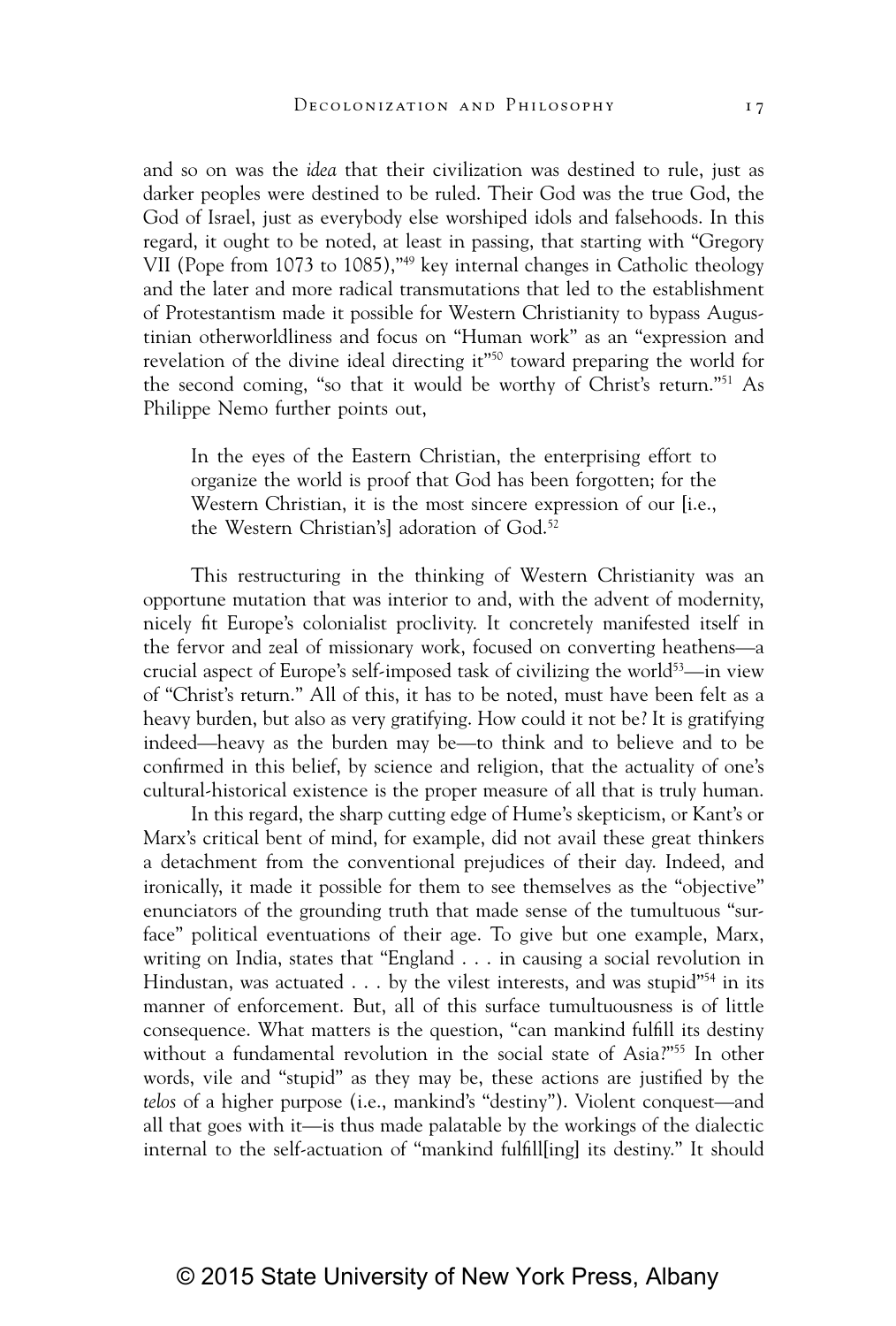and so on was the *idea* that their civilization was destined to rule, just as darker peoples were destined to be ruled. Their God was the true God, the God of Israel, just as everybody else worshiped idols and falsehoods. In this regard, it ought to be noted, at least in passing, that starting with "Gregory VII (Pope from 1073 to 1085),"[49] key internal changes in Catholic theology and the later and more radical transmutations that led to the establishment of Protestantism made it possible for Western Christianity to bypass Augustinian otherworldliness and focus on "Human work" as an "expression and revelation of the divine ideal directing it"[50] toward preparing the world for the second coming, "so that it would be worthy of Christ's return."[51] As Philippe Nemo further points out,

> In the eyes of the Eastern Christian, the enterprising effort to organize the world is proof that God has been forgotten; for the Western Christian, it is the most sincere expression of our [i.e., the Western Christian's] adoration of God.[52]

This restructuring in the thinking of Western Christianity was an opportune mutation that was interior to and, with the advent of modernity, nicely fit Europe's colonialist proclivity. It concretely manifested itself in the fervor and zeal of missionary work, focused on converting heathens—a crucial aspect of Europe's self-imposed task of civilizing the world[53]—in view of "Christ's return." All of this, it has to be noted, must have been felt as a heavy burden, but also as very gratifying. How could it not be? It is gratifying indeed—heavy as the burden may be—to think and to believe and to be confirmed in this belief, by science and religion, that the actuality of one's cultural-historical existence is the proper measure of all that is truly human.

In this regard, the sharp cutting edge of Hume's skepticism, or Kant's or Marx's critical bent of mind, for example, did not avail these great thinkers a detachment from the conventional prejudices of their day. Indeed, and ironically, it made it possible for them to see themselves as the "objective" enunciators of the grounding truth that made sense of the tumultuous "surface" political eventuations of their age. To give but one example, Marx, writing on India, states that "England . . . in causing a social revolution in Hindustan, was actuated . . . by the vilest interests, and was stupid"[54] in its manner of enforcement. But, all of this surface tumultuousness is of little consequence. What matters is the question, "can mankind fulfill its destiny without a fundamental revolution in the social state of Asia?"[55] In other words, vile and "stupid" as they may be, these actions are justified by the *telos* of a higher purpose (i.e., mankind's "destiny"). Violent conquest—and all that goes with it—is thus made palatable by the workings of the dialectic internal to the self-actuation of "mankind fulfill[ing] its destiny." It should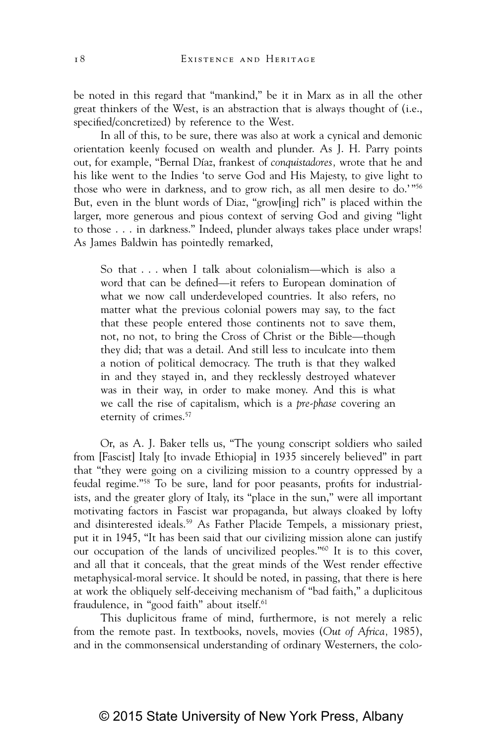be noted in this regard that "mankind," be it in Marx as in all the other great thinkers of the West, is an abstraction that is always thought of (i.e., specified/concretized) by reference to the West.

In all of this, to be sure, there was also at work a cynical and demonic orientation keenly focused on wealth and plunder. As J. H. Parry points out, for example, "Bernal Díaz, frankest of *conquistadores,* wrote that he and his like went to the Indies 'to serve God and His Majesty, to give light to those who were in darkness, and to grow rich, as all men desire to do.'"[56] But, even in the blunt words of Diaz, "grow[ing] rich" is placed within the larger, more generous and pious context of serving God and giving "light to those . . . in darkness." Indeed, plunder always takes place under wraps! As James Baldwin has pointedly remarked,

> So that . . . when I talk about colonialism—which is also a word that can be defined—it refers to European domination of what we now call underdeveloped countries. It also refers, no matter what the previous colonial powers may say, to the fact that these people entered those continents not to save them, not, no not, to bring the Cross of Christ or the Bible—though they did; that was a detail. And still less to inculcate into them a notion of political democracy. The truth is that they walked in and they stayed in, and they recklessly destroyed whatever was in their way, in order to make money. And this is what we call the rise of capitalism, which is a *pre-phase* covering an eternity of crimes.[57]

Or, as A. J. Baker tells us, "The young conscript soldiers who sailed from [Fascist] Italy [to invade Ethiopia] in 1935 sincerely believed" in part that "they were going on a civilizing mission to a country oppressed by a feudal regime."[58] To be sure, land for poor peasants, profits for industrialists, and the greater glory of Italy, its "place in the sun," were all important motivating factors in Fascist war propaganda, but always cloaked by lofty and disinterested ideals.[59] As Father Placide Tempels, a missionary priest, put it in 1945, "It has been said that our civilizing mission alone can justify our occupation of the lands of uncivilized peoples."[60] It is to this cover, and all that it conceals, that the great minds of the West render effective metaphysical-moral service. It should be noted, in passing, that there is here at work the obliquely self-deceiving mechanism of "bad faith," a duplicitous fraudulence, in "good faith" about itself.[61]

This duplicitous frame of mind, furthermore, is not merely a relic from the remote past. In textbooks, novels, movies (*Out of Africa,* 1985), and in the commonsensical understanding of ordinary Westerners, the colo-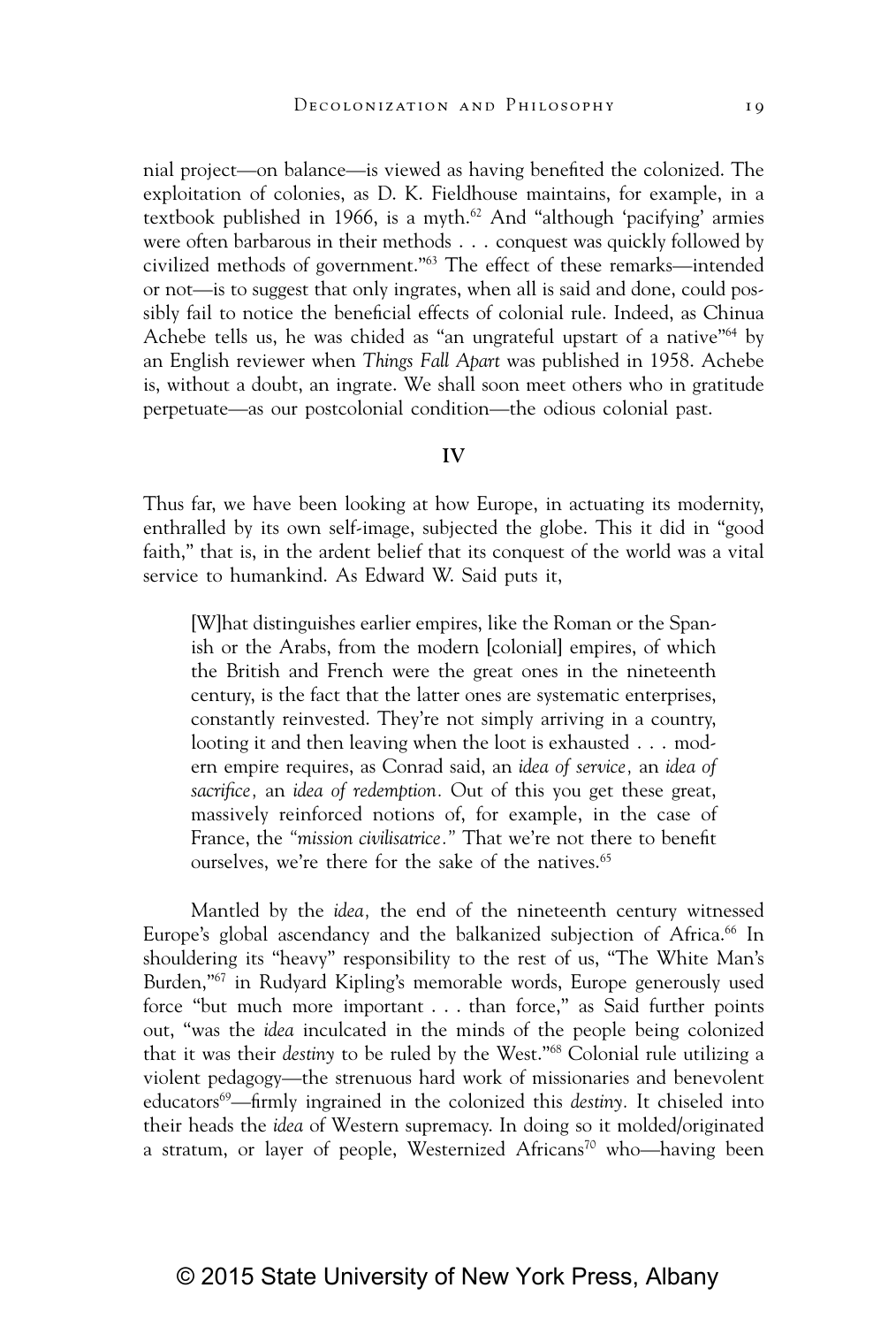nial project—on balance—is viewed as having benefited the colonized. The exploitation of colonies, as D. K. Fieldhouse maintains, for example, in a textbook published in 1966, is a myth.[62] And "although 'pacifying' armies were often barbarous in their methods . . . conquest was quickly followed by civilized methods of government."[63] The effect of these remarks—intended or not—is to suggest that only ingrates, when all is said and done, could possibly fail to notice the beneficial effects of colonial rule. Indeed, as Chinua Achebe tells us, he was chided as "an ungrateful upstart of a native"[64] by an English reviewer when *Things Fall Apart* was published in 1958. Achebe is, without a doubt, an ingrate. We shall soon meet others who in gratitude perpetuate—as our postcolonial condition—the odious colonial past.

## IV

Thus far, we have been looking at how Europe, in actuating its modernity, enthralled by its own self-image, subjected the globe. This it did in "good faith," that is, in the ardent belief that its conquest of the world was a vital service to humankind. As Edward W. Said puts it,

> [W]hat distinguishes earlier empires, like the Roman or the Spanish or the Arabs, from the modern [colonial] empires, of which the British and French were the great ones in the nineteenth century, is the fact that the latter ones are systematic enterprises, constantly reinvested. They're not simply arriving in a country, looting it and then leaving when the loot is exhausted . . . modern empire requires, as Conrad said, an *idea of service,* an *idea of sacrifice,* an *idea of redemption.* Out of this you get these great, massively reinforced notions of, for example, in the case of France, the *"mission civilisatrice."* That we're not there to benefit ourselves, we're there for the sake of the natives.[65]

Mantled by the *idea,* the end of the nineteenth century witnessed Europe's global ascendancy and the balkanized subjection of Africa.[66] In shouldering its "heavy" responsibility to the rest of us, "The White Man's Burden,"[67] in Rudyard Kipling's memorable words, Europe generously used force "but much more important . . . than force," as Said further points out, "was the *idea* inculcated in the minds of the people being colonized that it was their *destiny* to be ruled by the West."[68] Colonial rule utilizing a violent pedagogy—the strenuous hard work of missionaries and benevolent educators[69]—firmly ingrained in the colonized this *destiny.* It chiseled into their heads the *idea* of Western supremacy. In doing so it molded/originated a stratum, or layer of people, Westernized Africans[70] who—having been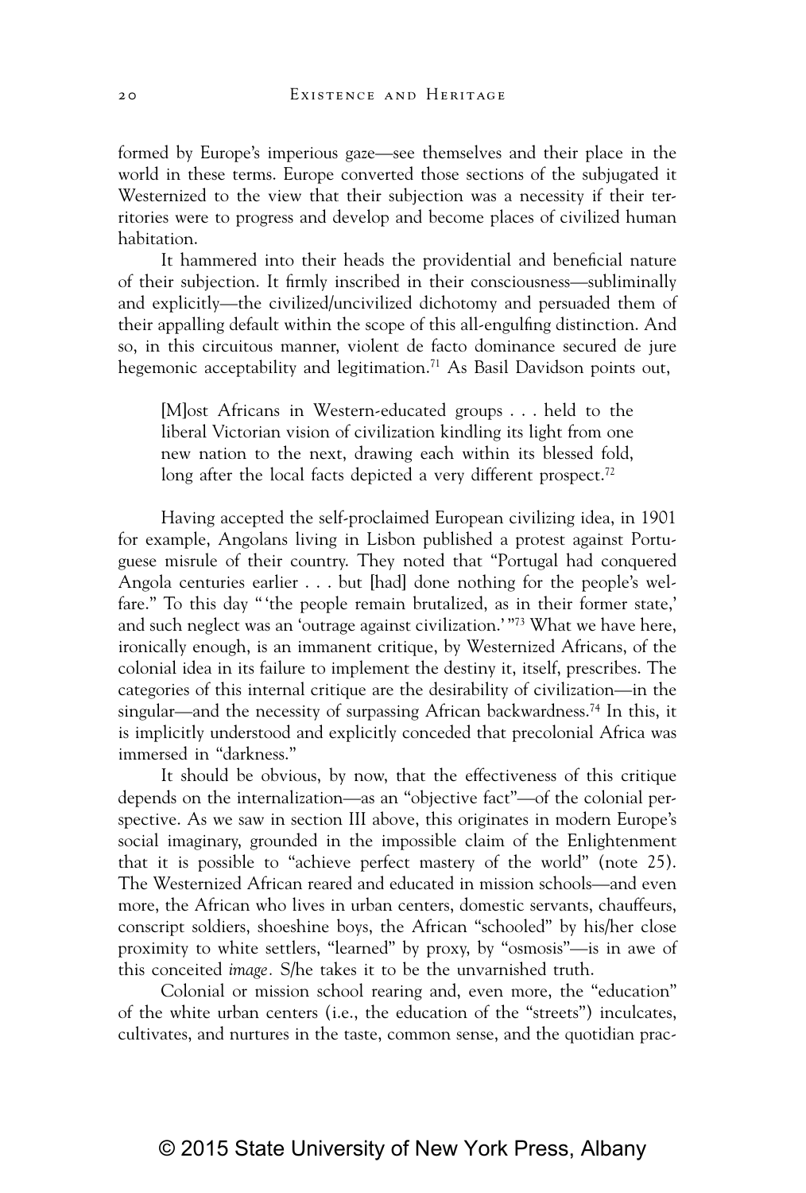formed by Europe's imperious gaze—see themselves and their place in the world in these terms. Europe converted those sections of the subjugated it Westernized to the view that their subjection was a necessity if their territories were to progress and develop and become places of civilized human habitation.

It hammered into their heads the providential and beneficial nature of their subjection. It firmly inscribed in their consciousness—subliminally and explicitly—the civilized/uncivilized dichotomy and persuaded them of their appalling default within the scope of this all-engulfing distinction. And so, in this circuitous manner, violent de facto dominance secured de jure hegemonic acceptability and legitimation.[71] As Basil Davidson points out,

> [M]ost Africans in Western-educated groups . . . held to the liberal Victorian vision of civilization kindling its light from one new nation to the next, drawing each within its blessed fold, long after the local facts depicted a very different prospect.[72]

Having accepted the self-proclaimed European civilizing idea, in 1901 for example, Angolans living in Lisbon published a protest against Portuguese misrule of their country. They noted that "Portugal had conquered Angola centuries earlier . . . but [had] done nothing for the people's welfare." To this day " 'the people remain brutalized, as in their former state,' and such neglect was an 'outrage against civilization.' "[73] What we have here, ironically enough, is an immanent critique, by Westernized Africans, of the colonial idea in its failure to implement the destiny it, itself, prescribes. The categories of this internal critique are the desirability of civilization—in the singular—and the necessity of surpassing African backwardness.[74] In this, it is implicitly understood and explicitly conceded that precolonial Africa was immersed in "darkness."

It should be obvious, by now, that the effectiveness of this critique depends on the internalization—as an "objective fact"—of the colonial perspective. As we saw in section III above, this originates in modern Europe's social imaginary, grounded in the impossible claim of the Enlightenment that it is possible to "achieve perfect mastery of the world" (note 25). The Westernized African reared and educated in mission schools—and even more, the African who lives in urban centers, domestic servants, chauffeurs, conscript soldiers, shoeshine boys, the African "schooled" by his/her close proximity to white settlers, "learned" by proxy, by "osmosis"—is in awe of this conceited *image*. S/he takes it to be the unvarnished truth.

Colonial or mission school rearing and, even more, the "education" of the white urban centers (i.e., the education of the "streets") inculcates, cultivates, and nurtures in the taste, common sense, and the quotidian prac-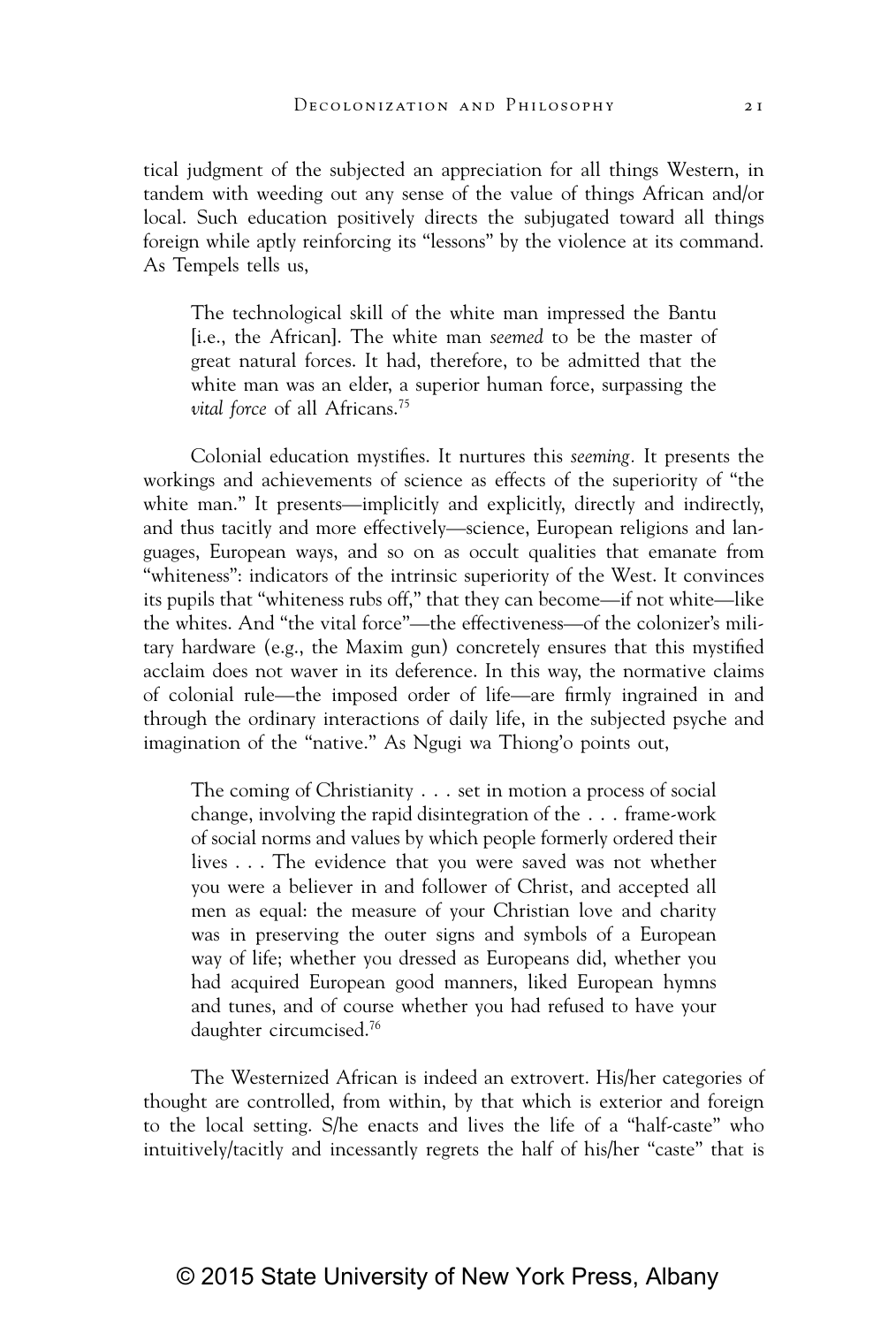tical judgment of the subjected an appreciation for all things Western, in tandem with weeding out any sense of the value of things African and/or local. Such education positively directs the subjugated toward all things foreign while aptly reinforcing its "lessons" by the violence at its command. As Tempels tells us,

> The technological skill of the white man impressed the Bantu [i.e., the African]. The white man *seemed* to be the master of great natural forces. It had, therefore, to be admitted that the white man was an elder, a superior human force, surpassing the *vital force* of all Africans.[75]

Colonial education mystifies. It nurtures this *seeming*. It presents the workings and achievements of science as effects of the superiority of "the white man." It presents—implicitly and explicitly, directly and indirectly, and thus tacitly and more effectively—science, European religions and languages, European ways, and so on as occult qualities that emanate from "whiteness": indicators of the intrinsic superiority of the West. It convinces its pupils that "whiteness rubs off," that they can become—if not white—like the whites. And "the vital force"—the effectiveness—of the colonizer's military hardware (e.g., the Maxim gun) concretely ensures that this mystified acclaim does not waver in its deference. In this way, the normative claims of colonial rule—the imposed order of life—are firmly ingrained in and through the ordinary interactions of daily life, in the subjected psyche and imagination of the "native." As Ngugi wa Thiong'o points out,

> The coming of Christianity . . . set in motion a process of social change, involving the rapid disintegration of the . . . frame-work of social norms and values by which people formerly ordered their lives . . . The evidence that you were saved was not whether you were a believer in and follower of Christ, and accepted all men as equal: the measure of your Christian love and charity was in preserving the outer signs and symbols of a European way of life; whether you dressed as Europeans did, whether you had acquired European good manners, liked European hymns and tunes, and of course whether you had refused to have your daughter circumcised.[76]

The Westernized African is indeed an extrovert. His/her categories of thought are controlled, from within, by that which is exterior and foreign to the local setting. S/he enacts and lives the life of a "half-caste" who intuitively/tacitly and incessantly regrets the half of his/her "caste" that is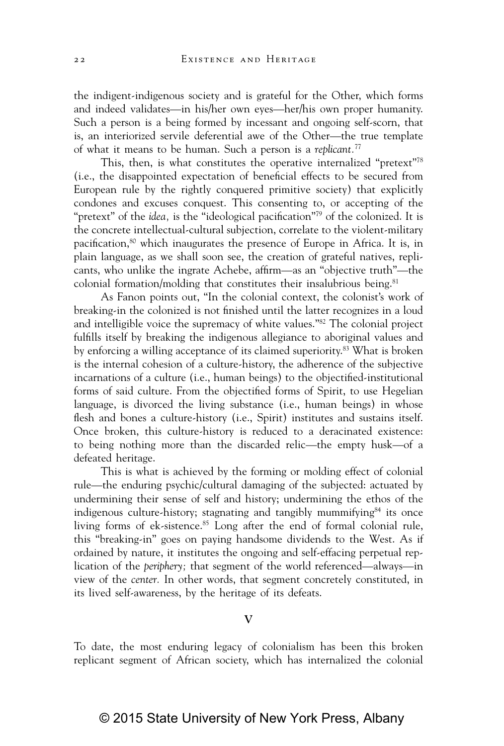the indigent-indigenous society and is grateful for the Other, which forms and indeed validates—in his/her own eyes—her/his own proper humanity. Such a person is a being formed by incessant and ongoing self-scorn, that is, an interiorized servile deferential awe of the Other—the true template of what it means to be human. Such a person is a *replicant*.[77]

This, then, is what constitutes the operative internalized "pretext"[78] (i.e., the disappointed expectation of beneficial effects to be secured from European rule by the rightly conquered primitive society) that explicitly condones and excuses conquest. This consenting to, or accepting of the "pretext" of the *idea*, is the "ideological pacification"[79] of the colonized. It is the concrete intellectual-cultural subjection, correlate to the violent-military pacification,[80] which inaugurates the presence of Europe in Africa. It is, in plain language, as we shall soon see, the creation of grateful natives, replicants, who unlike the ingrate Achebe, affirm—as an "objective truth"—the colonial formation/molding that constitutes their insalubrious being.[81]

As Fanon points out, "In the colonial context, the colonist's work of breaking-in the colonized is not finished until the latter recognizes in a loud and intelligible voice the supremacy of white values."[82] The colonial project fulfills itself by breaking the indigenous allegiance to aboriginal values and by enforcing a willing acceptance of its claimed superiority.[83] What is broken is the internal cohesion of a culture-history, the adherence of the subjective incarnations of a culture (i.e., human beings) to the objectified-institutional forms of said culture. From the objectified forms of Spirit, to use Hegelian language, is divorced the living substance (i.e., human beings) in whose flesh and bones a culture-history (i.e., Spirit) institutes and sustains itself. Once broken, this culture-history is reduced to a deracinated existence: to being nothing more than the discarded relic—the empty husk—of a defeated heritage.

This is what is achieved by the forming or molding effect of colonial rule—the enduring psychic/cultural damaging of the subjected: actuated by undermining their sense of self and history; undermining the ethos of the indigenous culture-history; stagnating and tangibly mummifying[84] its once living forms of ek-sistence.[85] Long after the end of formal colonial rule, this "breaking-in" goes on paying handsome dividends to the West. As if ordained by nature, it institutes the ongoing and self-effacing perpetual replication of the *periphery;* that segment of the world referenced—always—in view of the *center*. In other words, that segment concretely constituted, in its lived self-awareness, by the heritage of its defeats.

## V

To date, the most enduring legacy of colonialism has been this broken replicant segment of African society, which has internalized the colonial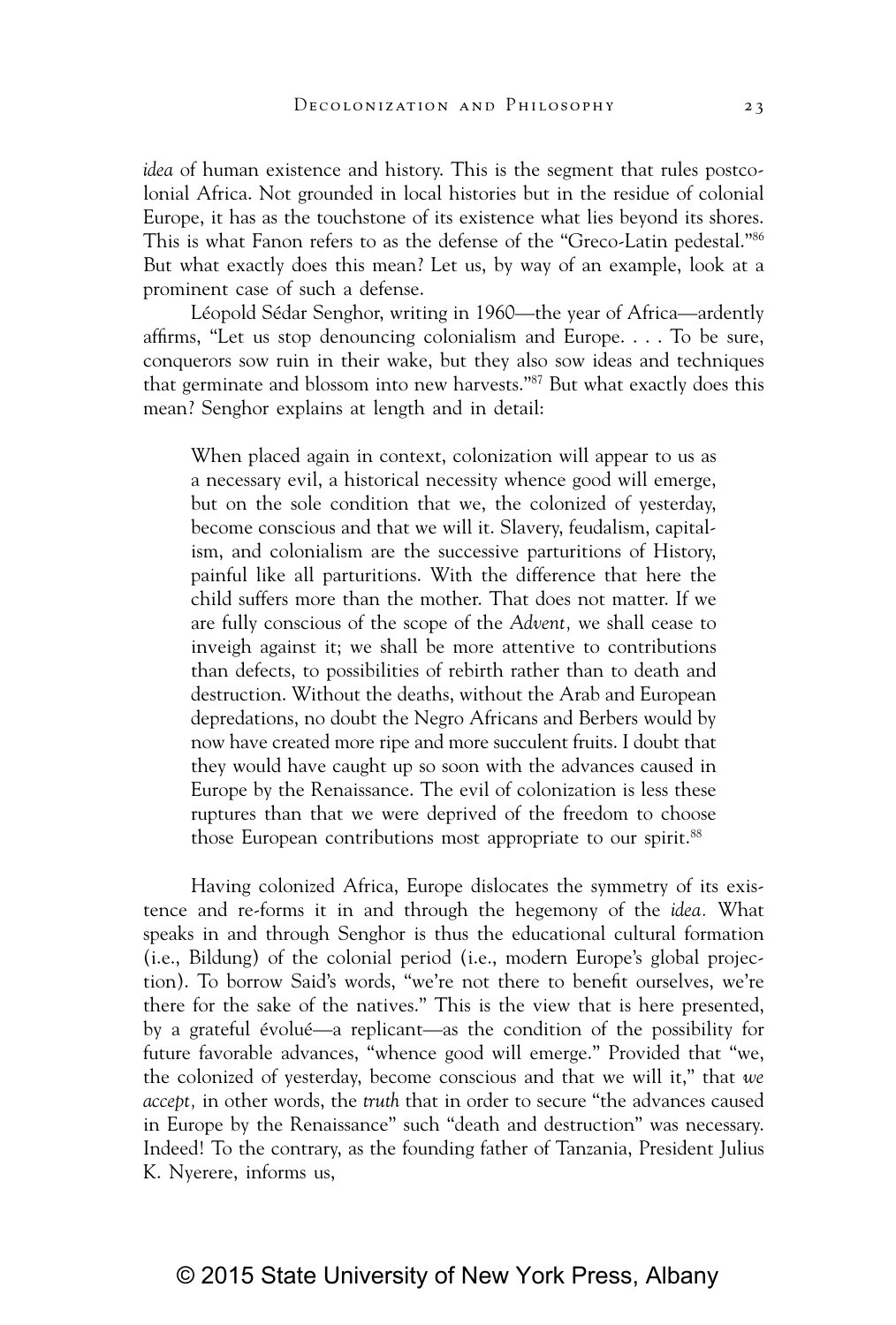*idea* of human existence and history. This is the segment that rules postcolonial Africa. Not grounded in local histories but in the residue of colonial Europe, it has as the touchstone of its existence what lies beyond its shores. This is what Fanon refers to as the defense of the "Greco-Latin pedestal."[86] But what exactly does this mean? Let us, by way of an example, look at a prominent case of such a defense.

Léopold Sédar Senghor, writing in 1960—the year of Africa—ardently affirms, "Let us stop denouncing colonialism and Europe. . . . To be sure, conquerors sow ruin in their wake, but they also sow ideas and techniques that germinate and blossom into new harvests."[87] But what exactly does this mean? Senghor explains at length and in detail:

> When placed again in context, colonization will appear to us as a necessary evil, a historical necessity whence good will emerge, but on the sole condition that we, the colonized of yesterday, become conscious and that we will it. Slavery, feudalism, capitalism, and colonialism are the successive parturitions of History, painful like all parturitions. With the difference that here the child suffers more than the mother. That does not matter. If we are fully conscious of the scope of the *Advent,* we shall cease to inveigh against it; we shall be more attentive to contributions than defects, to possibilities of rebirth rather than to death and destruction. Without the deaths, without the Arab and European depredations, no doubt the Negro Africans and Berbers would by now have created more ripe and more succulent fruits. I doubt that they would have caught up so soon with the advances caused in Europe by the Renaissance. The evil of colonization is less these ruptures than that we were deprived of the freedom to choose those European contributions most appropriate to our spirit.[88]

Having colonized Africa, Europe dislocates the symmetry of its existence and re-forms it in and through the hegemony of the *idea.* What speaks in and through Senghor is thus the educational cultural formation (i.e., Bildung) of the colonial period (i.e., modern Europe's global projection). To borrow Said's words, "we're not there to benefit ourselves, we're there for the sake of the natives." This is the view that is here presented, by a grateful évolué—a replicant—as the condition of the possibility for future favorable advances, "whence good will emerge." Provided that "we, the colonized of yesterday, become conscious and that we will it," that *we accept,* in other words, the *truth* that in order to secure "the advances caused in Europe by the Renaissance" such "death and destruction" was necessary. Indeed! To the contrary, as the founding father of Tanzania, President Julius K. Nyerere, informs us,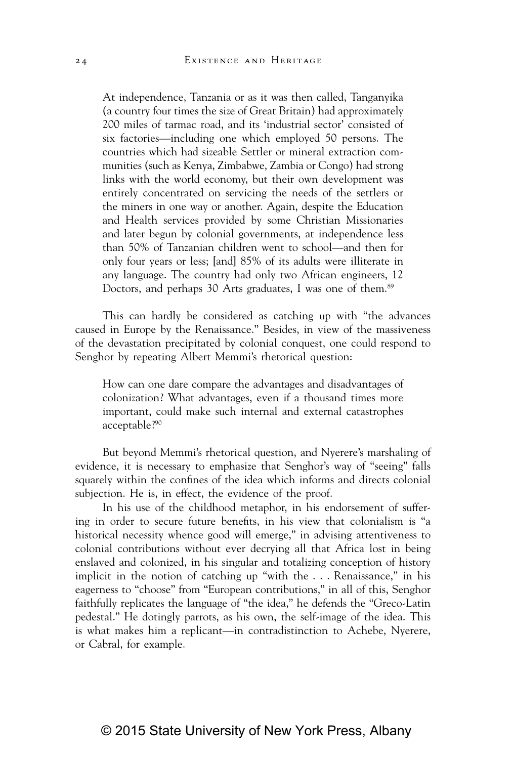> At independence, Tanzania or as it was then called, Tanganyika (a country four times the size of Great Britain) had approximately 200 miles of tarmac road, and its 'industrial sector' consisted of six factories—including one which employed 50 persons. The countries which had sizeable Settler or mineral extraction communities (such as Kenya, Zimbabwe, Zambia or Congo) had strong links with the world economy, but their own development was entirely concentrated on servicing the needs of the settlers or the miners in one way or another. Again, despite the Education and Health services provided by some Christian Missionaries and later begun by colonial governments, at independence less than 50% of Tanzanian children went to school—and then for only four years or less; [and] 85% of its adults were illiterate in any language. The country had only two African engineers, 12 Doctors, and perhaps 30 Arts graduates, I was one of them.[89]

This can hardly be considered as catching up with "the advances caused in Europe by the Renaissance." Besides, in view of the massiveness of the devastation precipitated by colonial conquest, one could respond to Senghor by repeating Albert Memmi's rhetorical question:

> How can one dare compare the advantages and disadvantages of colonization? What advantages, even if a thousand times more important, could make such internal and external catastrophes acceptable?[90]

But beyond Memmi's rhetorical question, and Nyerere's marshaling of evidence, it is necessary to emphasize that Senghor's way of "seeing" falls squarely within the confines of the idea which informs and directs colonial subjection. He is, in effect, the evidence of the proof.

In his use of the childhood metaphor, in his endorsement of suffering in order to secure future benefits, in his view that colonialism is "a historical necessity whence good will emerge," in advising attentiveness to colonial contributions without ever decrying all that Africa lost in being enslaved and colonized, in his singular and totalizing conception of history implicit in the notion of catching up "with the . . . Renaissance," in his eagerness to "choose" from "European contributions," in all of this, Senghor faithfully replicates the language of "the idea," he defends the "Greco-Latin pedestal." He dotingly parrots, as his own, the self-image of the idea. This is what makes him a replicant—in contradistinction to Achebe, Nyerere, or Cabral, for example.

© 2015 State University of New York Press, Albany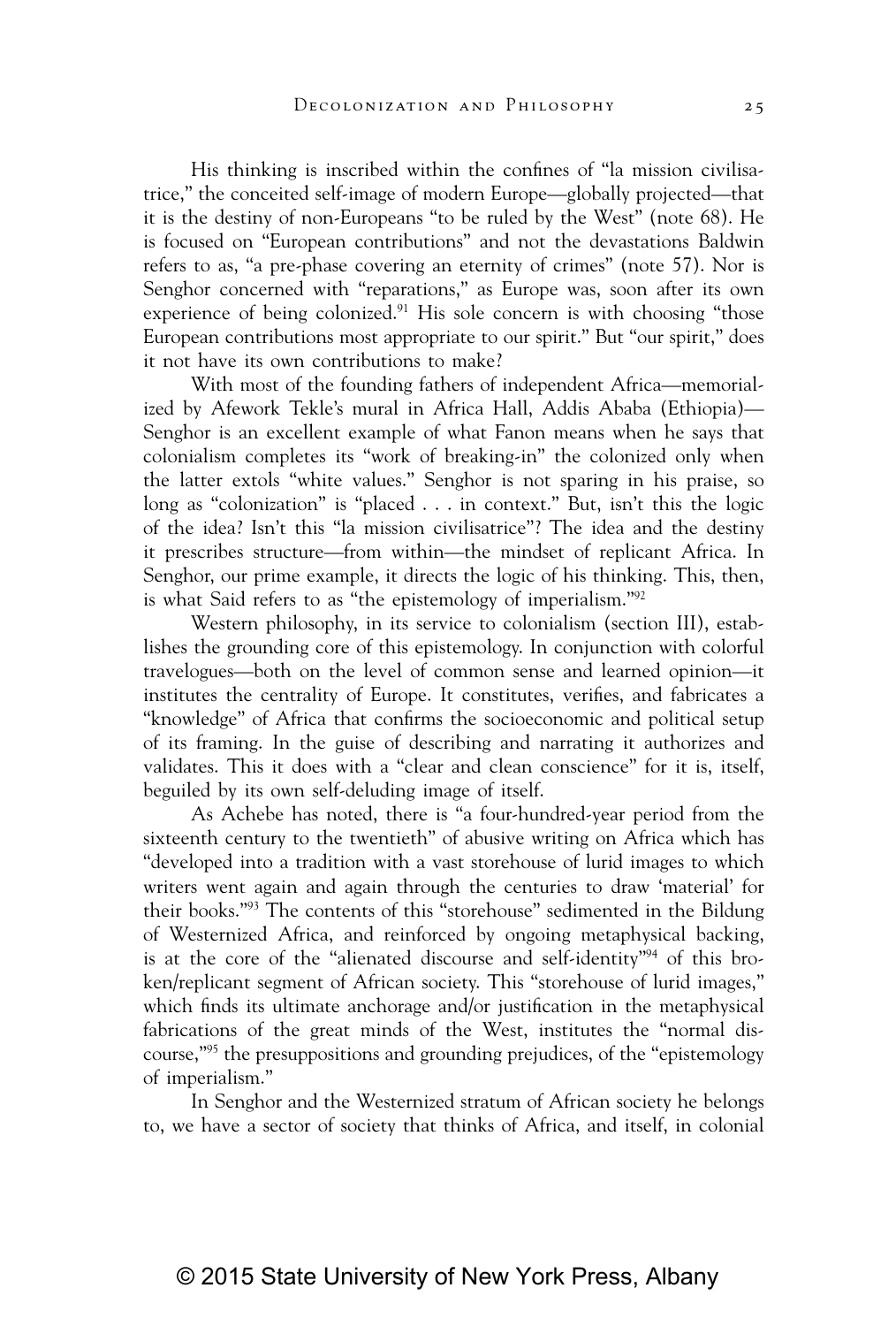His thinking is inscribed within the confines of "la mission civilisatrice," the conceited self-image of modern Europe—globally projected—that it is the destiny of non-Europeans "to be ruled by the West" (note 68). He is focused on "European contributions" and not the devastations Baldwin refers to as, "a pre-phase covering an eternity of crimes" (note 57). Nor is Senghor concerned with "reparations," as Europe was, soon after its own experience of being colonized.[91] His sole concern is with choosing "those European contributions most appropriate to our spirit." But "our spirit," does it not have its own contributions to make?

With most of the founding fathers of independent Africa—memorialized by Afework Tekle's mural in Africa Hall, Addis Ababa (Ethiopia)—Senghor is an excellent example of what Fanon means when he says that colonialism completes its "work of breaking-in" the colonized only when the latter extols "white values." Senghor is not sparing in his praise, so long as "colonization" is "placed . . . in context." But, isn't this the logic of the idea? Isn't this "la mission civilisatrice"? The idea and the destiny it prescribes structure—from within—the mindset of replicant Africa. In Senghor, our prime example, it directs the logic of his thinking. This, then, is what Said refers to as "the epistemology of imperialism."[92]

Western philosophy, in its service to colonialism (section III), establishes the grounding core of this epistemology. In conjunction with colorful travelogues—both on the level of common sense and learned opinion—it institutes the centrality of Europe. It constitutes, verifies, and fabricates a "knowledge" of Africa that confirms the socioeconomic and political setup of its framing. In the guise of describing and narrating it authorizes and validates. This it does with a "clear and clean conscience" for it is, itself, beguiled by its own self-deluding image of itself.

As Achebe has noted, there is "a four-hundred-year period from the sixteenth century to the twentieth" of abusive writing on Africa which has "developed into a tradition with a vast storehouse of lurid images to which writers went again and again through the centuries to draw 'material' for their books."[93] The contents of this "storehouse" sedimented in the Bildung of Westernized Africa, and reinforced by ongoing metaphysical backing, is at the core of the "alienated discourse and self-identity"[94] of this broken/replicant segment of African society. This "storehouse of lurid images," which finds its ultimate anchorage and/or justification in the metaphysical fabrications of the great minds of the West, institutes the "normal discourse,"[95] the presuppositions and grounding prejudices, of the "epistemology of imperialism."

In Senghor and the Westernized stratum of African society he belongs to, we have a sector of society that thinks of Africa, and itself, in colonial

© 2015 State University of New York Press, Albany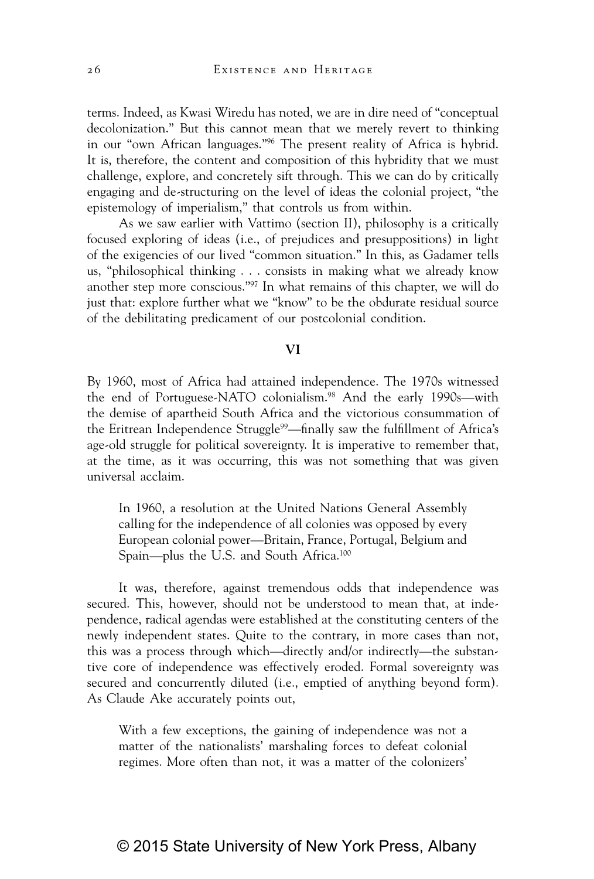terms. Indeed, as Kwasi Wiredu has noted, we are in dire need of "conceptual decolonization." But this cannot mean that we merely revert to thinking in our "own African languages."[96] The present reality of Africa is hybrid. It is, therefore, the content and composition of this hybridity that we must challenge, explore, and concretely sift through. This we can do by critically engaging and de-structuring on the level of ideas the colonial project, "the epistemology of imperialism," that controls us from within.

As we saw earlier with Vattimo (section II), philosophy is a critically focused exploring of ideas (i.e., of prejudices and presuppositions) in light of the exigencies of our lived "common situation." In this, as Gadamer tells us, "philosophical thinking . . . consists in making what we already know another step more conscious."[97] In what remains of this chapter, we will do just that: explore further what we "know" to be the obdurate residual source of the debilitating predicament of our postcolonial condition.

## VI

By 1960, most of Africa had attained independence. The 1970s witnessed the end of Portuguese-NATO colonialism.[98] And the early 1990s—with the demise of apartheid South Africa and the victorious consummation of the Eritrean Independence Struggle[99]—finally saw the fulfillment of Africa's age-old struggle for political sovereignty. It is imperative to remember that, at the time, as it was occurring, this was not something that was given universal acclaim.

> In 1960, a resolution at the United Nations General Assembly calling for the independence of all colonies was opposed by every European colonial power—Britain, France, Portugal, Belgium and Spain—plus the U.S. and South Africa.[100]

It was, therefore, against tremendous odds that independence was secured. This, however, should not be understood to mean that, at independence, radical agendas were established at the constituting centers of the newly independent states. Quite to the contrary, in more cases than not, this was a process through which—directly and/or indirectly—the substantive core of independence was effectively eroded. Formal sovereignty was secured and concurrently diluted (i.e., emptied of anything beyond form). As Claude Ake accurately points out,

> With a few exceptions, the gaining of independence was not a matter of the nationalists' marshaling forces to defeat colonial regimes. More often than not, it was a matter of the colonizers'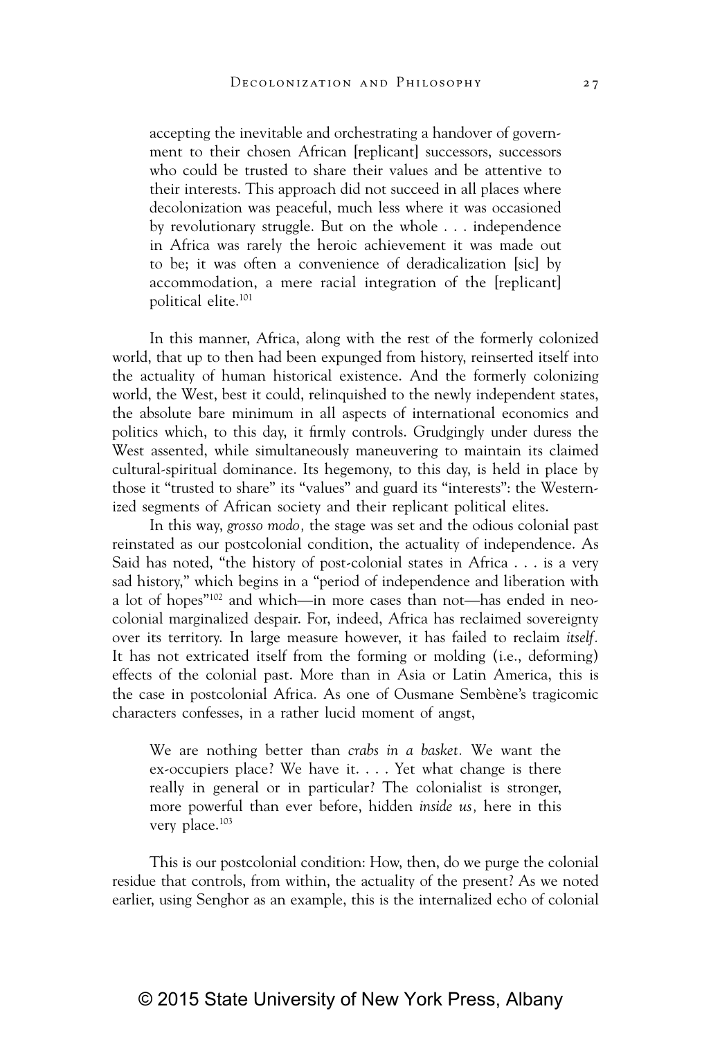> accepting the inevitable and orchestrating a handover of government to their chosen African [replicant] successors, successors who could be trusted to share their values and be attentive to their interests. This approach did not succeed in all places where decolonization was peaceful, much less where it was occasioned by revolutionary struggle. But on the whole . . . independence in Africa was rarely the heroic achievement it was made out to be; it was often a convenience of deradicalization [sic] by accommodation, a mere racial integration of the [replicant] political elite.[101]

In this manner, Africa, along with the rest of the formerly colonized world, that up to then had been expunged from history, reinserted itself into the actuality of human historical existence. And the formerly colonizing world, the West, best it could, relinquished to the newly independent states, the absolute bare minimum in all aspects of international economics and politics which, to this day, it firmly controls. Grudgingly under duress the West assented, while simultaneously maneuvering to maintain its claimed cultural-spiritual dominance. Its hegemony, to this day, is held in place by those it "trusted to share" its "values" and guard its "interests": the Westernized segments of African society and their replicant political elites.

In this way, *grosso modo,* the stage was set and the odious colonial past reinstated as our postcolonial condition, the actuality of independence. As Said has noted, "the history of post-colonial states in Africa . . . is a very sad history," which begins in a "period of independence and liberation with a lot of hopes"[102] and which—in more cases than not—has ended in neocolonial marginalized despair. For, indeed, Africa has reclaimed sovereignty over its territory. In large measure however, it has failed to reclaim *itself.* It has not extricated itself from the forming or molding (i.e., deforming) effects of the colonial past. More than in Asia or Latin America, this is the case in postcolonial Africa. As one of Ousmane Sembène's tragicomic characters confesses, in a rather lucid moment of angst,

> We are nothing better than *crabs in a basket.* We want the ex-occupiers place? We have it. . . . Yet what change is there really in general or in particular? The colonialist is stronger, more powerful than ever before, hidden *inside us,* here in this very place.[103]

This is our postcolonial condition: How, then, do we purge the colonial residue that controls, from within, the actuality of the present? As we noted earlier, using Senghor as an example, this is the internalized echo of colonial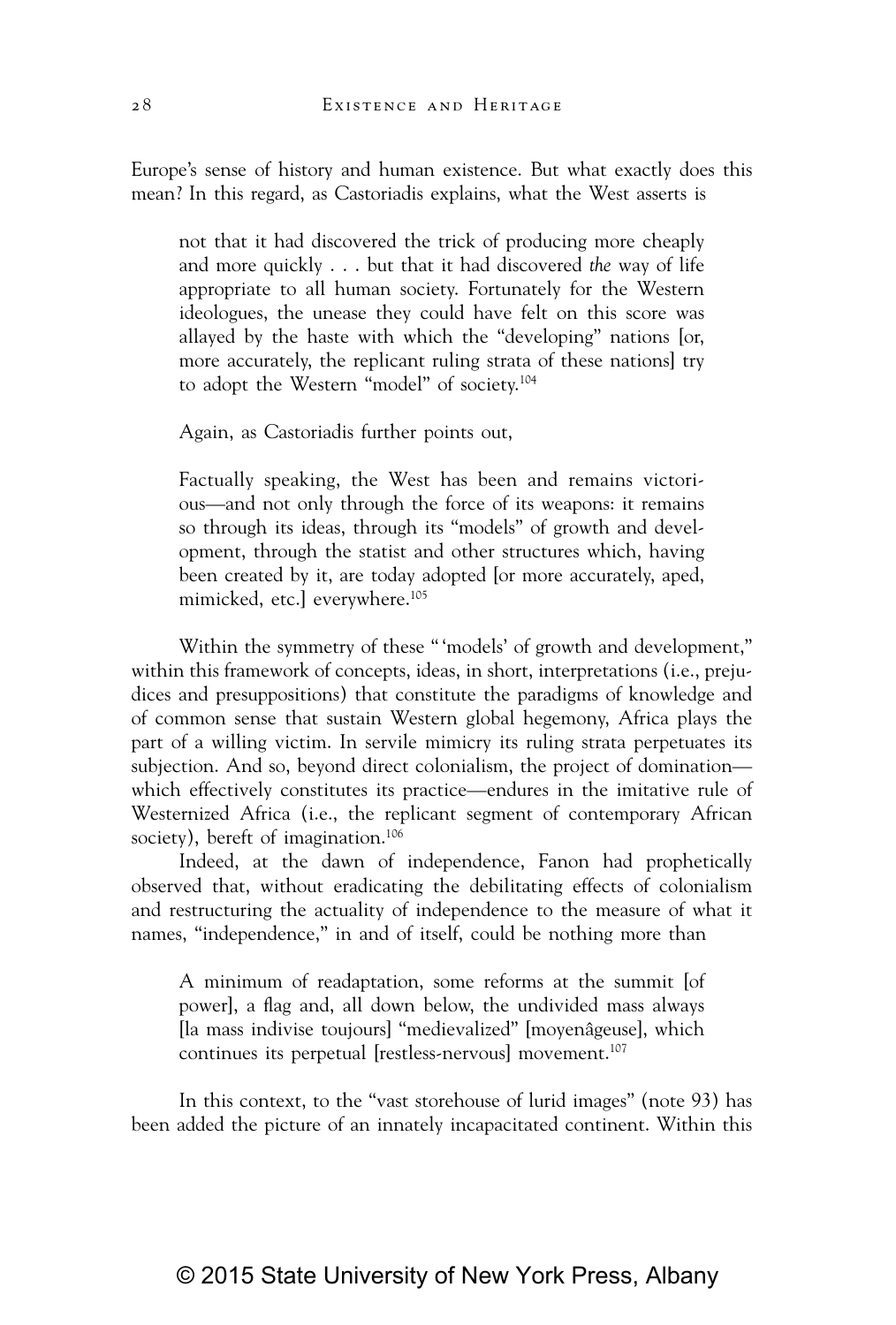Europe's sense of history and human existence. But what exactly does this mean? In this regard, as Castoriadis explains, what the West asserts is

> not that it had discovered the trick of producing more cheaply and more quickly . . . but that it had discovered *the* way of life appropriate to all human society. Fortunately for the Western ideologues, the unease they could have felt on this score was allayed by the haste with which the "developing" nations [or, more accurately, the replicant ruling strata of these nations] try to adopt the Western "model" of society.[104]

Again, as Castoriadis further points out,

> Factually speaking, the West has been and remains victorious—and not only through the force of its weapons: it remains so through its ideas, through its "models" of growth and development, through the statist and other structures which, having been created by it, are today adopted [or more accurately, aped, mimicked, etc.] everywhere.[105]

Within the symmetry of these "'models' of growth and development," within this framework of concepts, ideas, in short, interpretations (i.e., prejudices and presuppositions) that constitute the paradigms of knowledge and of common sense that sustain Western global hegemony, Africa plays the part of a willing victim. In servile mimicry its ruling strata perpetuates its subjection. And so, beyond direct colonialism, the project of domination—which effectively constitutes its practice—endures in the imitative rule of Westernized Africa (i.e., the replicant segment of contemporary African society), bereft of imagination.[106]

Indeed, at the dawn of independence, Fanon had prophetically observed that, without eradicating the debilitating effects of colonialism and restructuring the actuality of independence to the measure of what it names, "independence," in and of itself, could be nothing more than

> A minimum of readaptation, some reforms at the summit [of power], a flag and, all down below, the undivided mass always [la mass indivise toujours] "medievalized" [moyenâgeuse], which continues its perpetual [restless-nervous] movement.[107]

In this context, to the "vast storehouse of lurid images" (note 93) has been added the picture of an innately incapacitated continent. Within this

© 2015 State University of New York Press, Albany